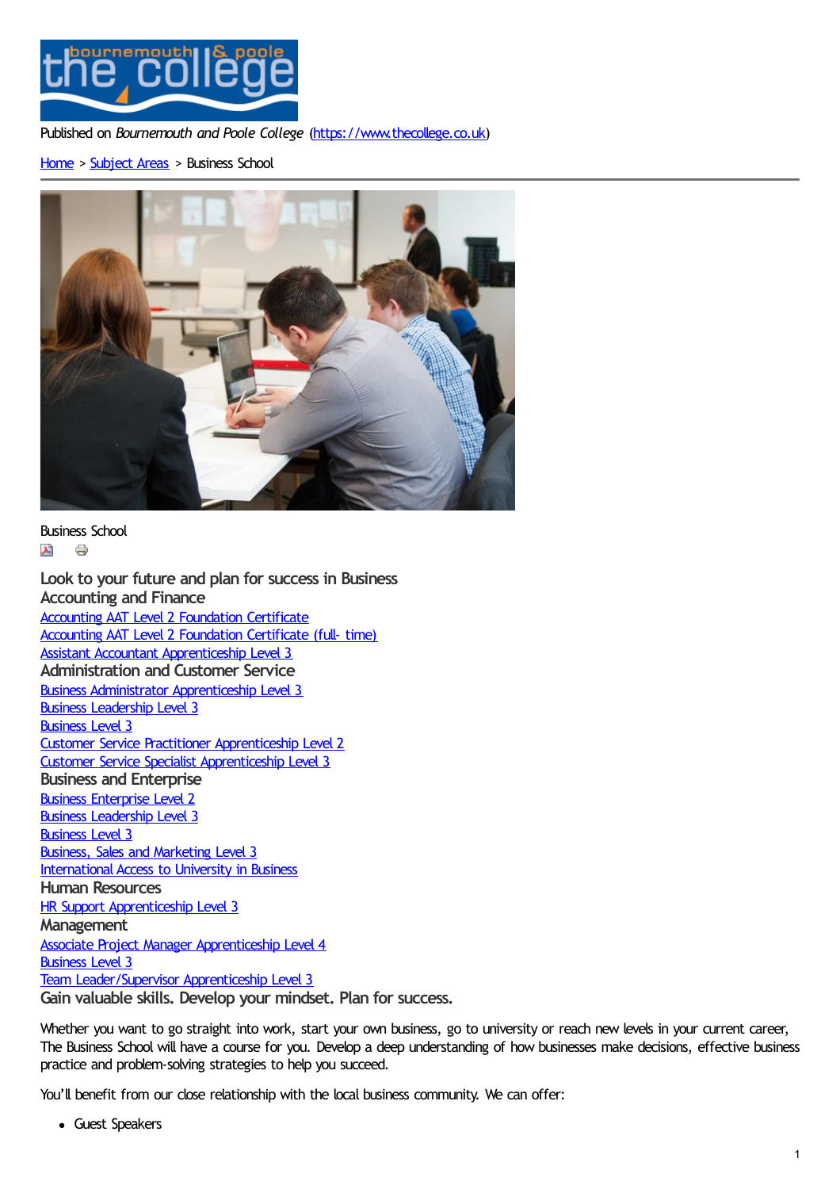Published on *Bournemouth and Poole College* (https://www.thecollege.co.uk)

Home > Subject Areas > Business School

Business School

## Look to your future and plan for success in Business

### Accounting and Finance

- Accounting AAT Level 2 Foundation Certificate
- Accounting AAT Level 2 Foundation Certificate (full- time)
- Assistant Accountant Apprenticeship Level 3

### Administration and Customer Service

- Business Administrator Apprenticeship Level 3
- Business Leadership Level 3
- Business Level 3
- Customer Service Practitioner Apprenticeship Level 2
- Customer Service Specialist Apprenticeship Level 3

### Business and Enterprise

- Business Enterprise Level 2
- Business Leadership Level 3
- Business Level 3
- Business, Sales and Marketing Level 3
- International Access to University in Business

### Human Resources

- HR Support Apprenticeship Level 3

### Management

- Associate Project Manager Apprenticeship Level 4
- Business Level 3
- Team Leader/Supervisor Apprenticeship Level 3

## Gain valuable skills. Develop your mindset. Plan for success.

Whether you want to go straight into work, start your own business, go to university or reach new levels in your current career, The Business School will have a course for you. Develop a deep understanding of how businesses make decisions, effective business practice and problem-solving strategies to help you succeed.

You'll benefit from our close relationship with the local business community. We can offer:

- Guest Speakers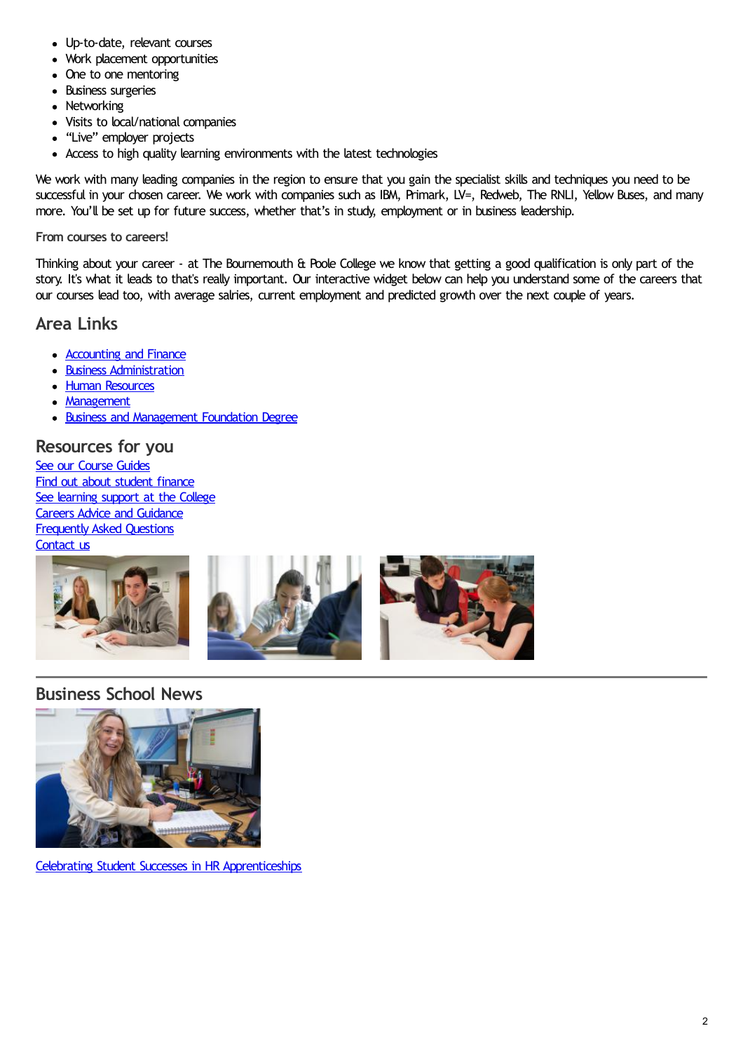- Up-to-date, relevant courses
- Work placement opportunities
- One to one mentoring
- Business surgeries
- Networking
- Visits to local/national companies
- "Live" employer projects
- Access to high quality learning environments with the latest technologies

We work with many leading companies in the region to ensure that you gain the specialist skills and techniques you need to be successful in your chosen career. We work with companies such as IBM, Primark, LV=, Redweb, The RNLI, Yellow Buses, and many more. You'll be set up for future success, whether that's in study, employment or in business leadership.

**From courses to careers!**

Thinking about your career - at The Bournemouth & Poole College we know that getting a good qualification is only part of the story. It's what it leads to that's really important. Our interactive widget below can help you understand some of the careers that our courses lead too, with average salries, current employment and predicted growth over the next couple of years.

## Area Links

- Accounting and Finance
- Business Administration
- Human Resources
- Management
- Business and Management Foundation Degree

## Resources for you

See our Course Guides
Find out about student finance
See learning support at the College
Careers Advice and Guidance
Frequently Asked Questions
Contact us

## Business School News

Celebrating Student Successes in HR Apprenticeships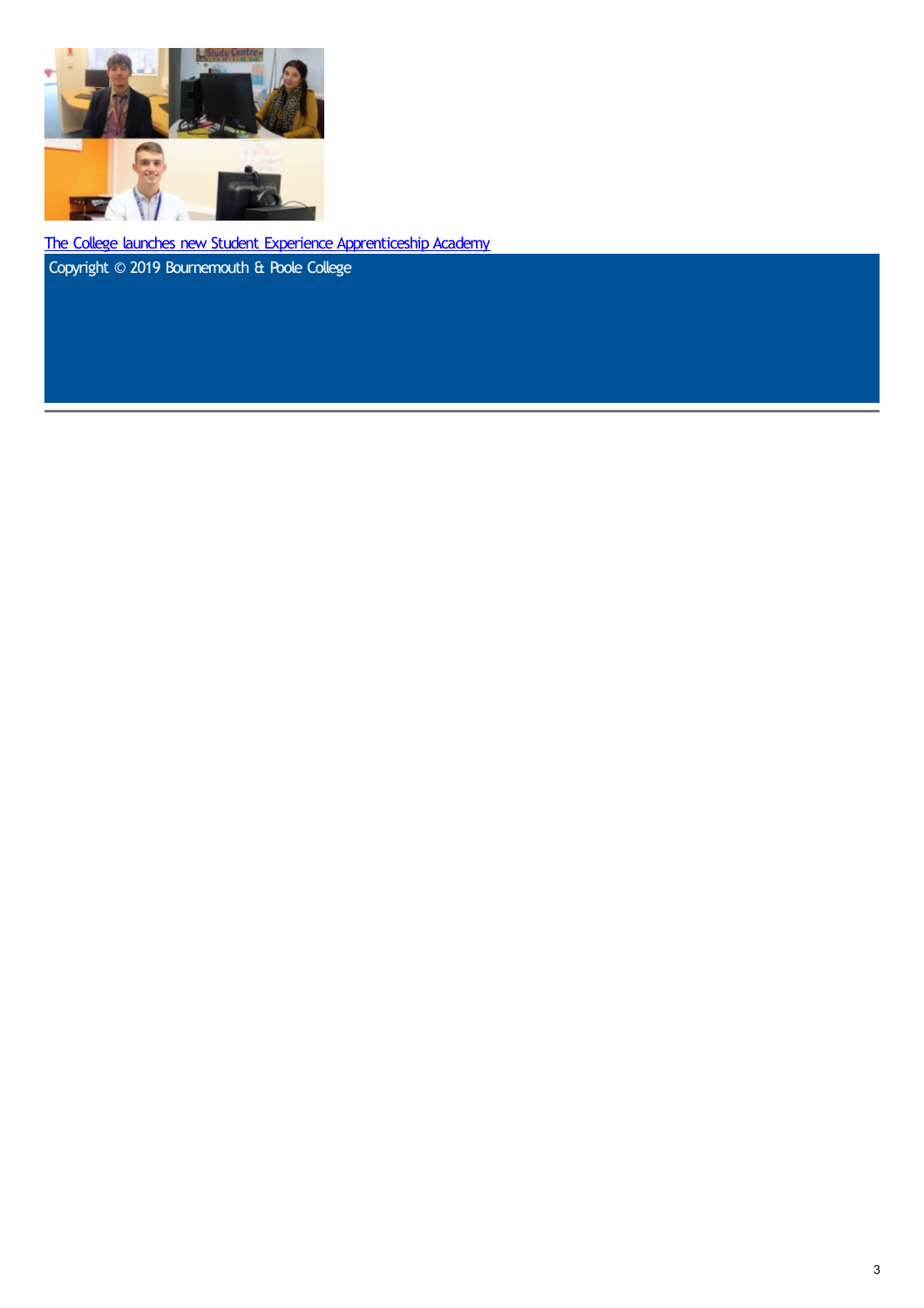[The College launches new Student Experience Apprenticeship Academy]

Copyright © 2019 Bournemouth & Poole College